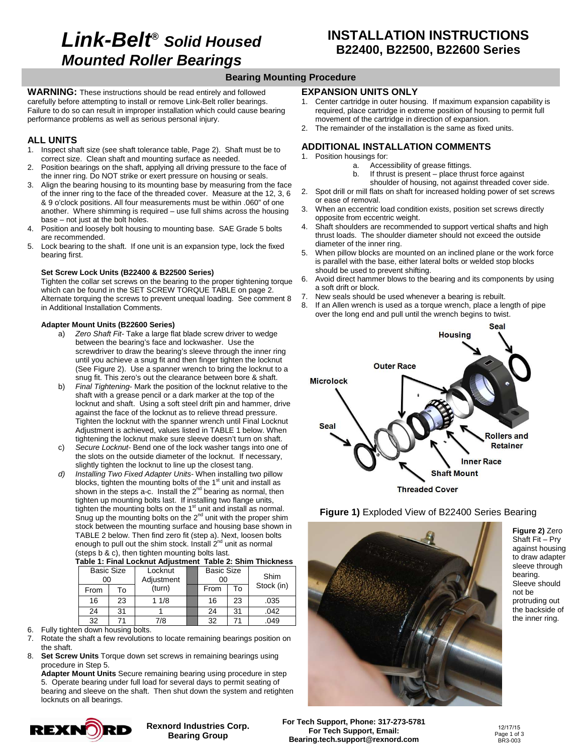# Link-Belt® *Solid Housed Mounted Roller Bearings*

## INSTALLATION INSTRUCTIONS
## B22400, B22500, B22600 Series

### Bearing Mounting Procedure

**WARNING:** These instructions should be read entirely and followed carefully before attempting to install or remove Link-Belt roller bearings. Failure to do so can result in improper installation which could cause bearing performance problems as well as serious personal injury.

### ALL UNITS

1. Inspect shaft size (see shaft tolerance table, Page 2). Shaft must be to correct size. Clean shaft and mounting surface as needed.
2. Position bearings on the shaft, applying all driving pressure to the face of the inner ring. Do NOT strike or exert pressure on housing or seals.
3. Align the bearing housing to its mounting base by measuring from the face of the inner ring to the face of the threaded cover. Measure at the 12, 3, 6 & 9 o'clock positions. All four measurements must be within .060" of one another. Where shimming is required – use full shims across the housing base – not just at the bolt holes.
4. Position and loosely bolt housing to mounting base. SAE Grade 5 bolts are recommended.
5. Lock bearing to the shaft. If one unit is an expansion type, lock the fixed bearing first.

**Set Screw Lock Units (B22400 & B22500 Series)**

Tighten the collar set screws on the bearing to the proper tightening torque which can be found in the SET SCREW TORQUE TABLE on page 2. Alternate torquing the screws to prevent unequal loading. See comment 8 in Additional Installation Comments.

**Adapter Mount Units (B22600 Series)**

a) *Zero Shaft Fit*- Take a large flat blade screw driver to wedge between the bearing's face and lockwasher. Use the screwdriver to draw the bearing's sleeve through the inner ring until you achieve a snug fit and then finger tighten the locknut (See Figure 2). Use a spanner wrench to bring the locknut to a snug fit. This zero's out the clearance between bore & shaft.

b) *Final Tightening*- Mark the position of the locknut relative to the shaft with a grease pencil or a dark marker at the top of the locknut and shaft. Using a soft steel drift pin and hammer, drive against the face of the locknut as to relieve thread pressure. Tighten the locknut with the spanner wrench until Final Locknut Adjustment is achieved, values listed in TABLE 1 below. When tightening the locknut make sure sleeve doesn't turn on shaft.

c) *Secure Locknut*- Bend one of the lock washer tangs into one of the slots on the outside diameter of the locknut. If necessary, slightly tighten the locknut to line up the closest tang.

d) *Installing Two Fixed Adapter Units*- When installing two pillow blocks, tighten the mounting bolts of the 1st unit and install as shown in the steps a-c. Install the 2nd bearing as normal, then tighten up mounting bolts last. If installing two flange units, tighten the mounting bolts on the 1st unit and install as normal. Snug up the mounting bolts on the 2nd unit with the proper shim stock between the mounting surface and housing base shown in TABLE 2 below. Then find zero fit (step a). Next, loosen bolts enough to pull out the shim stock. Install 2nd unit as normal (steps b & c), then tighten mounting bolts last.

**Table 1: Final Locknut Adjustment**

| Basic Size 00 From | Basic Size 00 To | Locknut Adjustment (turn) |
|---|---|---|
| 16 | 23 | 1 1/8 |
| 24 | 31 | 1 |
| 32 | 71 | 7/8 |

**Table 2: Shim Thickness**

| Basic Size 00 From | Basic Size 00 To | Shim Stock (in) |
|---|---|---|
| 16 | 23 | .035 |
| 24 | 31 | .042 |
| 32 | 71 | .049 |

6. Fully tighten down housing bolts.
7. Rotate the shaft a few revolutions to locate remaining bearings position on the shaft.
8. **Set Screw Units** Torque down set screws in remaining bearings using procedure in Step 5.
   **Adapter Mount Units** Secure remaining bearing using procedure in step 5. Operate bearing under full load for several days to permit seating of bearing and sleeve on the shaft. Then shut down the system and retighten locknuts on all bearings.

### EXPANSION UNITS ONLY

1. Center cartridge in outer housing. If maximum expansion capability is required, place cartridge in extreme position of housing to permit full movement of the cartridge in direction of expansion.
2. The remainder of the installation is the same as fixed units.

### ADDITIONAL INSTALLATION COMMENTS

1. Position housings for:
   a. Accessibility of grease fittings.
   b. If thrust is present – place thrust force against shoulder of housing, not against threaded cover side.
2. Spot drill or mill flats on shaft for increased holding power of set screws or ease of removal.
3. When an eccentric load condition exists, position set screws directly opposite from eccentric weight.
4. Shaft shoulders are recommended to support vertical shafts and high thrust loads. The shoulder diameter should not exceed the outside diameter of the inner ring.
5. When pillow blocks are mounted on an inclined plane or the work force is parallel with the base, either lateral bolts or welded stop blocks should be used to prevent shifting.
6. Avoid direct hammer blows to the bearing and its components by using a soft drift or block.
7. New seals should be used whenever a bearing is rebuilt.
8. If an Allen wrench is used as a torque wrench, place a length of pipe over the long end and pull until the wrench begins to twist.

Seal, Housing, Outer Race, Microlock, Seal, Rollers and Retainer, Inner Race, Shaft Mount, Threaded Cover

**Figure 1)** Exploded View of B22400 Series Bearing

**Figure 2)** Zero Shaft Fit – Pry against housing to draw adapter sleeve through bearing. Sleeve should not be protruding out the backside of the inner ring.

Rexnord Industries Corp. Bearing Group

For Tech Support, Phone: 317-273-5781
For Tech Support, Email: Bearing.tech.support@rexnord.com

12/17/15
BR3-003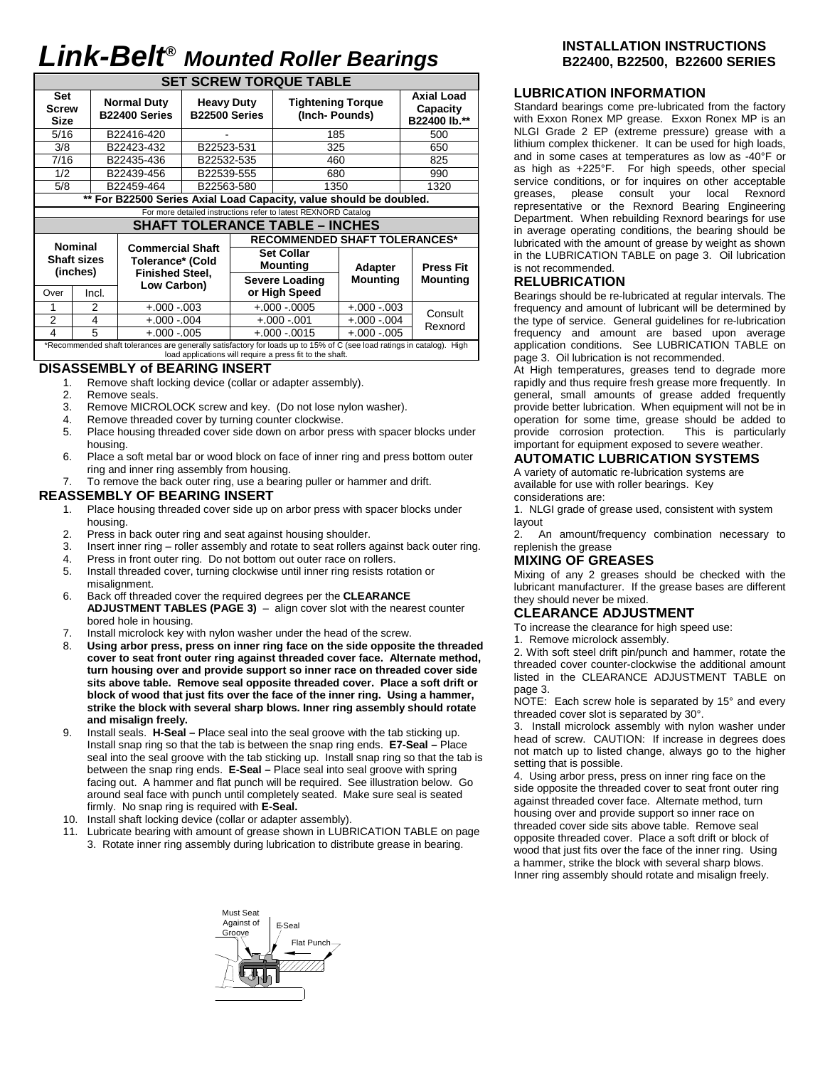# *Link-Belt*® *Mounted Roller Bearings*

## INSTALLATION INSTRUCTIONS B22400, B22500, B22600 SERIES

| SET SCREW TORQUE TABLE | | | | |
|---|---|---|---|---|
| **Set Screw Size** | **Normal Duty B22400 Series** | **Heavy Duty B22500 Series** | **Tightening Torque (Inch- Pounds)** | **Axial Load Capacity B22400 lb.\*\*** |
| 5/16 | B22416-420 | - | 185 | 500 |
| 3/8 | B22423-432 | B22523-531 | 325 | 650 |
| 7/16 | B22435-436 | B22532-535 | 460 | 825 |
| 1/2 | B22439-456 | B22539-555 | 680 | 990 |
| 5/8 | B22459-464 | B22563-580 | 1350 | 1320 |

**\*\* For B22500 Series Axial Load Capacity, value should be doubled.**

For more detailed instructions refer to latest REXNORD Catalog

| SHAFT TOLERANCE TABLE – INCHES | | | | | |
|---|---|---|---|---|---|
| **Nominal Shaft sizes (inches)** | | **Commercial Shaft Tolerance\* (Cold Finished Steel, Low Carbon)** | **RECOMMENDED SHAFT TOLERANCES\*** | | |
| | | | **Set Collar Mounting** | **Adapter Mounting** | **Press Fit Mounting** |
| **Over** | **Incl.** | | **Severe Loading or High Speed** | | |
| 1 | 2 | +.000 -.003 | +.000 -.0005 | +.000 -.003 | Consult Rexnord |
| 2 | 4 | +.000 -.004 | +.000 -.001 | +.000 -.004 | |
| 4 | 5 | +.000 -.005 | +.000 -.0015 | +.000 -.005 | |

\*Recommended shaft tolerances are generally satisfactory for loads up to 15% of C (see load ratings in catalog). High load applications will require a press fit to the shaft.

### DISASSEMBLY of BEARING INSERT

1. Remove shaft locking device (collar or adapter assembly).
2. Remove seals.
3. Remove MICROLOCK screw and key. (Do not lose nylon washer).
4. Remove threaded cover by turning counter clockwise.
5. Place housing threaded cover side down on arbor press with spacer blocks under housing.
6. Place a soft metal bar or wood block on face of inner ring and press bottom outer ring and inner ring assembly from housing.
7. To remove the back outer ring, use a bearing puller or hammer and drift.

### REASSEMBLY OF BEARING INSERT

1. Place housing threaded cover side up on arbor press with spacer blocks under housing.
2. Press in back outer ring and seat against housing shoulder.
3. Insert inner ring – roller assembly and rotate to seat rollers against back outer ring.
4. Press in front outer ring. Do not bottom out outer race on rollers.
5. Install threaded cover, turning clockwise until inner ring resists rotation or misalignment.
6. Back off threaded cover the required degrees per the **CLEARANCE ADJUSTMENT TABLES (PAGE 3)** – align cover slot with the nearest counter bored hole in housing.
7. Install microlock key with nylon washer under the head of the screw.
8. **Using arbor press, press on inner ring face on the side opposite the threaded cover to seat front outer ring against threaded cover face. Alternate method, turn housing over and provide support so inner race on threaded cover side sits above table. Remove seal opposite threaded cover. Place a soft drift or block of wood that just fits over the face of the inner ring. Using a hammer, strike the block with several sharp blows. Inner ring assembly should rotate and misalign freely.**
9. Install seals. **H-Seal –** Place seal into the seal groove with the tab sticking up. Install snap ring so that the tab is between the snap ring ends. **E7-Seal –** Place seal into the seal groove with the tab sticking up. Install snap ring so that the tab is between the snap ring ends. **E-Seal –** Place seal into seal groove with spring facing out. A hammer and flat punch will be required. See illustration below. Go around seal face with punch until completely seated. Make sure seal is seated firmly. No snap ring is required with **E-Seal.**
10. Install shaft locking device (collar or adapter assembly).
11. Lubricate bearing with amount of grease shown in LUBRICATION TABLE on page 3. Rotate inner ring assembly during lubrication to distribute grease in bearing.

Must Seat Against of Groove — E-Seal — Flat Punch

### LUBRICATION INFORMATION

Standard bearings come pre-lubricated from the factory with Exxon Ronex MP grease. Exxon Ronex MP is an NLGI Grade 2 EP (extreme pressure) grease with a lithium complex thickener. It can be used for high loads, and in some cases at temperatures as low as -40°F or as high as +225°F. For high speeds, other special service conditions, or for inquires on other acceptable greases, please consult your local Rexnord representative or the Rexnord Bearing Engineering Department. When rebuilding Rexnord bearings for use in average operating conditions, the bearing should be lubricated with the amount of grease by weight as shown in the LUBRICATION TABLE on page 3. Oil lubrication is not recommended.

### RELUBRICATION

Bearings should be re-lubricated at regular intervals. The frequency and amount of lubricant will be determined by the type of service. General guidelines for re-lubrication frequency and amount are based upon average application conditions. See LUBRICATION TABLE on page 3. Oil lubrication is not recommended.

At High temperatures, greases tend to degrade more rapidly and thus require fresh grease more frequently. In general, small amounts of grease added frequently provide better lubrication. When equipment will not be in operation for some time, grease should be added to provide corrosion protection. This is particularly important for equipment exposed to severe weather.

### AUTOMATIC LUBRICATION SYSTEMS

A variety of automatic re-lubrication systems are available for use with roller bearings. Key considerations are:

1. NLGI grade of grease used, consistent with system layout
2. An amount/frequency combination necessary to replenish the grease

### MIXING OF GREASES

Mixing of any 2 greases should be checked with the lubricant manufacturer. If the grease bases are different they should never be mixed.

### CLEARANCE ADJUSTMENT

To increase the clearance for high speed use:

1. Remove microlock assembly.
2. With soft steel drift pin/punch and hammer, rotate the threaded cover counter-clockwise the additional amount listed in the CLEARANCE ADJUSTMENT TABLE on page 3.

NOTE: Each screw hole is separated by 15° and every threaded cover slot is separated by 30°.

3. Install microlock assembly with nylon washer under head of screw. CAUTION: If increase in degrees does not match up to listed change, always go to the higher setting that is possible.
4. Using arbor press, press on inner ring face on the side opposite the threaded cover to seat front outer ring against threaded cover face. Alternate method, turn housing over and provide support so inner race on threaded cover side sits above table. Remove seal opposite threaded cover. Place a soft drift or block of wood that just fits over the face of the inner ring. Using a hammer, strike the block with several sharp blows. Inner ring assembly should rotate and misalign freely.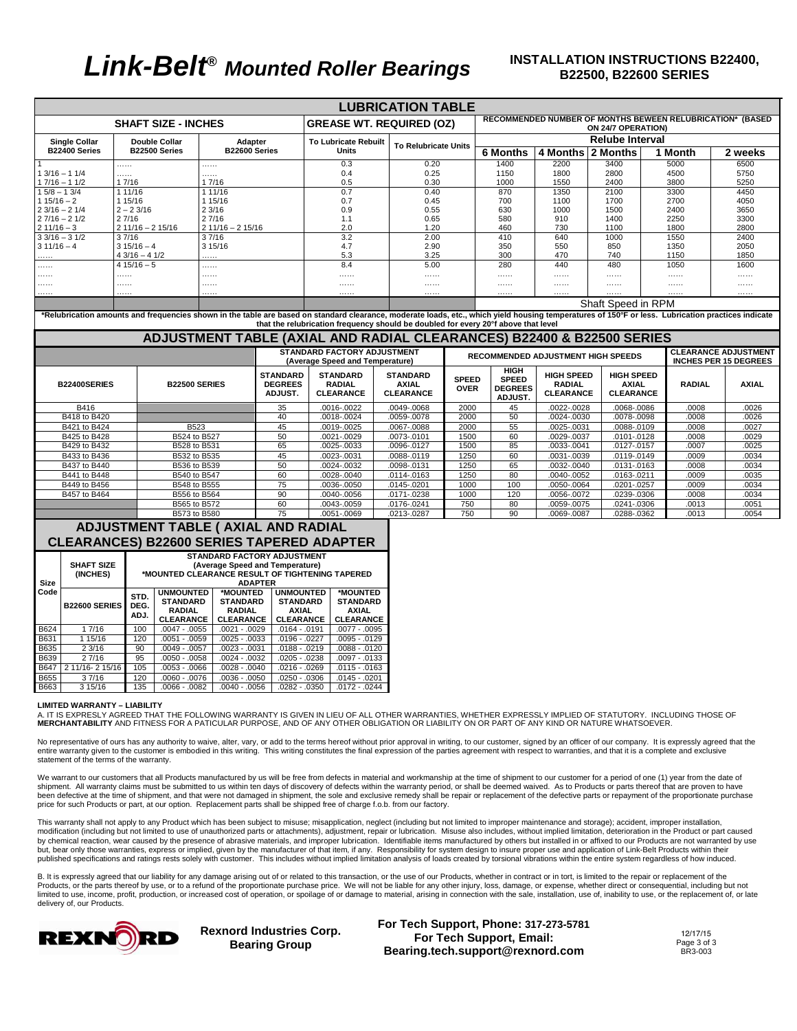# *Link-Belt® Mounted Roller Bearings*

**INSTALLATION INSTRUCTIONS B22400, B22500, B22600 SERIES**

## LUBRICATION TABLE

| SHAFT SIZE - INCHES | | | GREASE WT. REQUIRED (OZ) | | RECOMMENDED NUMBER OF MONTHS BEWEEN RELUBRICATION* (BASED ON 24/7 OPERATION) | | | | |
|---|---|---|---|---|---|---|---|---|---|
| | | | | | Relube Interval | | | | |
| Single Collar B22400 Series | Double Collar B22500 Series | Adapter B22600 Series | To Lubricate Rebuilt Units | To Relubricate Units | 6 Months | 4 Months | 2 Months | 1 Month | 2 weeks |
| 1 | …… | …… | 0.3 | 0.20 | 1400 | 2200 | 3400 | 5000 | 6500 |
| 1 3/16 – 1 1/4 | …… | …… | 0.4 | 0.25 | 1150 | 1800 | 2800 | 4500 | 5750 |
| 1 7/16 – 1 1/2 | 1 7/16 | 1 7/16 | 0.5 | 0.30 | 1000 | 1550 | 2400 | 3800 | 5250 |
| 1 5/8 – 1 3/4 | 1 11/16 | 1 11/16 | 0.7 | 0.40 | 870 | 1350 | 2100 | 3300 | 4450 |
| 1 15/16 – 2 | 1 15/16 | 1 15/16 | 0.7 | 0.45 | 700 | 1100 | 1700 | 2700 | 4050 |
| 2 3/16 – 2 1/4 | 2 – 2 3/16 | 2 3/16 | 0.9 | 0.55 | 630 | 1000 | 1500 | 2400 | 3650 |
| 2 7/16 – 2 1/2 | 2 7/16 | 2 7/16 | 1.1 | 0.65 | 580 | 910 | 1400 | 2250 | 3300 |
| 2 11/16 – 3 | 2 11/16 – 2 15/16 | 2 11/16 – 2 15/16 | 2.0 | 1.20 | 460 | 730 | 1100 | 1800 | 2800 |
| 3 3/16 – 3 1/2 | 3 7/16 | 3 7/16 | 3.2 | 2.00 | 410 | 640 | 1000 | 1550 | 2400 |
| 3 11/16 – 4 | 3 15/16 – 4 | 3 15/16 | 4.7 | 2.90 | 350 | 550 | 850 | 1350 | 2050 |
| …… | 4 3/16 – 4 1/2 | …… | 5.3 | 3.25 | 300 | 470 | 740 | 1150 | 1850 |
| …… | 4 15/16 – 5 | …… | 8.4 | 5.00 | 280 | 440 | 480 | 1050 | 1600 |
| …… | …… | …… | …… | …… | …… | …… | …… | …… | …… |
| …… | …… | …… | …… | …… | …… | …… | …… | …… | …… |
| …… | …… | …… | …… | …… | …… | …… | …… | …… | …… |
| | | | | | Shaft Speed in RPM | | | | |

*Relubrication amounts and frequencies shown in the table are based on standard clearance, moderate loads, etc., which yield housing temperatures of 150°F or less. Lubrication practices indicate that the relubrication frequency should be doubled for every 20°f above that level

## ADJUSTMENT TABLE (AXIAL AND RADIAL CLEARANCES) B22400 & B22500 SERIES

| | | STANDARD FACTORY ADJUSTMENT (Average Speed and Temperature) | | | RECOMMENDED ADJUSTMENT HIGH SPEEDS | | | | CLEARANCE ADJUSTMENT INCHES PER 15 DEGREES | |
|---|---|---|---|---|---|---|---|---|---|---|
| B22400SERIES | B22500 SERIES | STANDARD DEGREES ADJUST. | STANDARD RADIAL CLEARANCE | STANDARD AXIAL CLEARANCE | SPEED OVER | HIGH SPEED DEGREES ADJUST. | HIGH SPEED RADIAL CLEARANCE | HIGH SPEED AXIAL CLEARANCE | RADIAL | AXIAL |
| B416 | | 35 | .0016-.0022 | .0049-.0068 | 2000 | 45 | .0022-.0028 | .0068-.0086 | .0008 | .0026 |
| B418 to B420 | | 40 | .0018-.0024 | .0059-.0078 | 2000 | 50 | .0024-.0030 | .0078-.0098 | .0008 | .0026 |
| B421 to B424 | B523 | 45 | .0019-.0025 | .0067-.0088 | 2000 | 55 | .0025-.0031 | .0088-.0109 | .0008 | .0027 |
| B425 to B428 | B524 to B527 | 50 | .0021-.0029 | .0073-.0101 | 1500 | 60 | .0029-.0037 | .0101-.0128 | .0008 | .0029 |
| B429 to B432 | B528 to B531 | 65 | .0025-.0033 | .0096-.0127 | 1500 | 85 | .0033-.0041 | .0127-.0157 | .0007 | .0025 |
| B433 to B436 | B532 to B535 | 45 | .0023-.0031 | .0088-.0119 | 1250 | 60 | .0031-.0039 | .0119-.0149 | .0009 | .0034 |
| B437 to B440 | B536 to B539 | 50 | .0024-.0032 | .0098-.0131 | 1250 | 65 | .0032-.0040 | .0131-.0163 | .0008 | .0034 |
| B441 to B448 | B540 to B547 | 60 | .0028-.0040 | .0114-.0163 | 1250 | 80 | .0040-.0052 | .0163-.0211 | .0009 | .0035 |
| B449 to B456 | B548 to B555 | 75 | .0036-.0050 | .0145-.0201 | 1000 | 100 | .0050-.0064 | .0201-.0257 | .0009 | .0034 |
| B457 to B464 | B556 to B564 | 90 | .0040-.0056 | .0171-.0238 | 1000 | 120 | .0056-.0072 | .0239-.0306 | .0008 | .0034 |
| | B565 to B572 | 60 | .0043-.0059 | .0176-.0241 | 750 | 80 | .0059-.0075 | .0241-.0306 | .0013 | .0051 |
| | B573 to B580 | 75 | .0051-.0069 | .0213-.0287 | 750 | 90 | .0069-.0087 | .0288-.0362 | .0013 | .0054 |

## ADJUSTMENT TABLE ( AXIAL AND RADIAL CLEARANCES) B22600 SERIES TAPERED ADAPTER

| Size Code | SHAFT SIZE (INCHES) | STANDARD FACTORY ADJUSTMENT (Average Speed and Temperature) *MOUNTED CLEARANCE RESULT OF TIGHTENING TAPERED ADAPTER | | | | |
|---|---|---|---|---|---|---|
| | B22600 SERIES | STD. DEG. ADJ. | UNMOUNTED STANDARD RADIAL CLEARANCE | *MOUNTED STANDARD RADIAL CLEARANCE | UNMOUNTED STANDARD AXIAL CLEARANCE | *MOUNTED STANDARD AXIAL CLEARANCE |
| B624 | 1 7/16 | 100 | .0047 - .0055 | .0021 - .0029 | .0164 - .0191 | .0077 - .0095 |
| B631 | 1 15/16 | 120 | .0051 - .0059 | .0025 - .0033 | .0196 - .0227 | .0095 - .0129 |
| B635 | 2 3/16 | 90 | .0049 - .0057 | .0023 - .0031 | .0188 - .0219 | .0088 - .0120 |
| B639 | 2 7/16 | 95 | .0050 - .0058 | .0024 - .0032 | .0205 - .0238 | .0097 - .0133 |
| B647 | 2 11/16- 2 15/16 | 105 | .0053 - .0066 | .0028 - .0040 | .0216 - .0269 | .0115 - .0163 |
| B655 | 3 7/16 | 120 | .0060 - .0076 | .0036 - .0050 | .0250 - .0306 | .0145 - .0201 |
| B663 | 3 15/16 | 135 | .0066 - .0082 | .0040 - .0056 | .0282 - .0350 | .0172 - .0244 |

**LIMITED WARRANTY – LIABILITY**

A. IT IS EXPRESSLY AGREED THAT THE FOLLOWING WARRANTY IS GIVEN IN LIEU OF ALL OTHER WARRANTIES, WHETHER EXPRESSLY IMPLIED OF STATUTORY. INCLUDING THOSE OF **MERCHANTABILITY** AND FITNESS FOR A PATICULAR PURPOSE, AND OF ANY OTHER OBLIGATION OR LIABILITY ON OR PART OF ANY KIND OR NATURE WHATSOEVER.

No representative of ours has any authority to waive, alter, vary, or add to the terms hereof without prior approval in writing, to our customer, signed by an officer of our company. It is expressly agreed that the entire warranty given to the customer is embodied in this writing. This writing constitutes the final expression of the parties agreement with respect to warranties, and that it is a complete and exclusive statement of the terms of the warranty.

We warrant to our customers that all Products manufactured by us will be free from defects in material and workmanship at the time of shipment to our customer for a period of one (1) year from the date of shipment. All warranty claims must be submitted to us within ten days of discovery of defects within the warranty period, or shall be deemed waived. As to Products or parts thereof that are proven to have been defective at the time of shipment, and that were not damaged in shipment, the sole and exclusive remedy shall be repair or replacement of the defective parts or repayment of the proportionate purchase price for such Products or part, at our option. Replacement parts shall be shipped free of charge f.o.b. from our factory.

This warranty shall not apply to any Product which has been subject to misuse; misapplication, neglect (including but not limited to improper maintenance and storage); accident, improper installation, modification (including but not limited to use of unauthorized parts or attachments), adjustment, repair or lubrication. Misuse also includes, without implied limitation, deterioration in the Product or part caused by chemical reaction, wear caused by the presence of abrasive materials, and improper lubrication. Identifiable items manufactured by others but installed in or affixed to our Products are not warranted by use but, bear only those warranties, express or implied, given by the manufacturer of that item, if any. Responsibility for system design to insure proper use and application of Link-Belt Products within their published specifications and ratings rests solely with customer. This includes without implied limitation analysis of loads created by torsional vibrations within the entire system regardless of how induced.

B. It is expressly agreed that our liability for any damage arising out of or related to this transaction, or the use of our Products, whether in contract or in tort, is limited to the repair or replacement of the Products, or the parts thereof by use, or to a refund of the proportionate purchase price. We will not be liable for any other injury, loss, damage, or expense, whether direct or consequential, including but not limited to use, income, profit, production, or increased cost of operation, or spoilage of or damage to material, arising in connection with the sale, installation, use of, inability to use, or the replacement of, or late delivery of, our Products.

REXNORD

**Rexnord Industries Corp.**
**Bearing Group**

**For Tech Support, Phone: 317-273-5781**
**For Tech Support, Email:**
**Bearing.tech.support@rexnord.com**

12/17/15
BR3-003